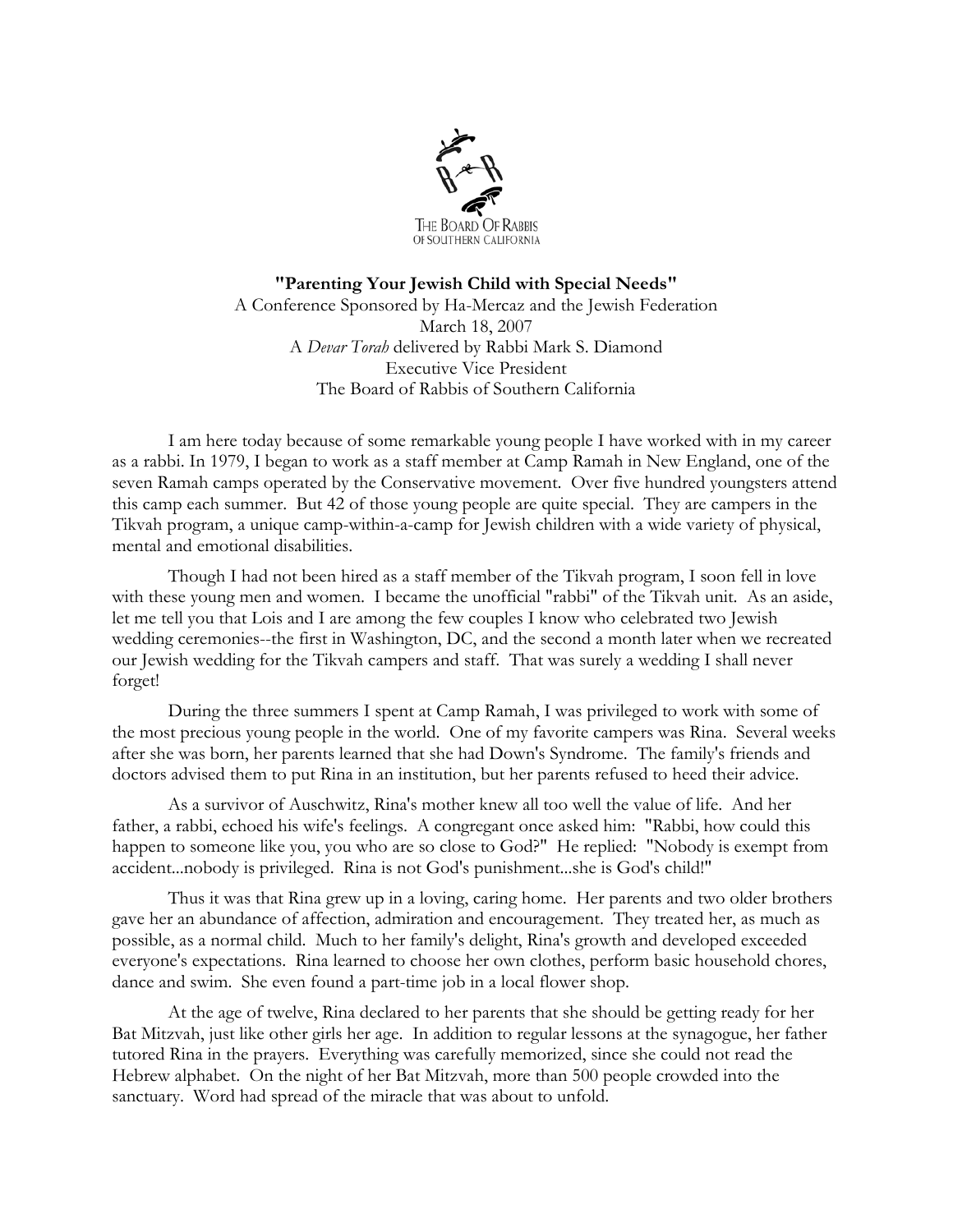THE BOARD OF RABBIS OF SOUTHERN CALIFORNIA

**"Parenting Your Jewish Child with Special Needs"**
A Conference Sponsored by Ha-Mercaz and the Jewish Federation
March 18, 2007
A *Devar Torah* delivered by Rabbi Mark S. Diamond
Executive Vice President
The Board of Rabbis of Southern California

I am here today because of some remarkable young people I have worked with in my career as a rabbi. In 1979, I began to work as a staff member at Camp Ramah in New England, one of the seven Ramah camps operated by the Conservative movement. Over five hundred youngsters attend this camp each summer. But 42 of those young people are quite special. They are campers in the Tikvah program, a unique camp-within-a-camp for Jewish children with a wide variety of physical, mental and emotional disabilities.

Though I had not been hired as a staff member of the Tikvah program, I soon fell in love with these young men and women. I became the unofficial "rabbi" of the Tikvah unit. As an aside, let me tell you that Lois and I are among the few couples I know who celebrated two Jewish wedding ceremonies--the first in Washington, DC, and the second a month later when we recreated our Jewish wedding for the Tikvah campers and staff. That was surely a wedding I shall never forget!

During the three summers I spent at Camp Ramah, I was privileged to work with some of the most precious young people in the world. One of my favorite campers was Rina. Several weeks after she was born, her parents learned that she had Down's Syndrome. The family's friends and doctors advised them to put Rina in an institution, but her parents refused to heed their advice.

As a survivor of Auschwitz, Rina's mother knew all too well the value of life. And her father, a rabbi, echoed his wife's feelings. A congregant once asked him: "Rabbi, how could this happen to someone like you, you who are so close to God?" He replied: "Nobody is exempt from accident...nobody is privileged. Rina is not God's punishment...she is God's child!"

Thus it was that Rina grew up in a loving, caring home. Her parents and two older brothers gave her an abundance of affection, admiration and encouragement. They treated her, as much as possible, as a normal child. Much to her family's delight, Rina's growth and developed exceeded everyone's expectations. Rina learned to choose her own clothes, perform basic household chores, dance and swim. She even found a part-time job in a local flower shop.

At the age of twelve, Rina declared to her parents that she should be getting ready for her Bat Mitzvah, just like other girls her age. In addition to regular lessons at the synagogue, her father tutored Rina in the prayers. Everything was carefully memorized, since she could not read the Hebrew alphabet. On the night of her Bat Mitzvah, more than 500 people crowded into the sanctuary. Word had spread of the miracle that was about to unfold.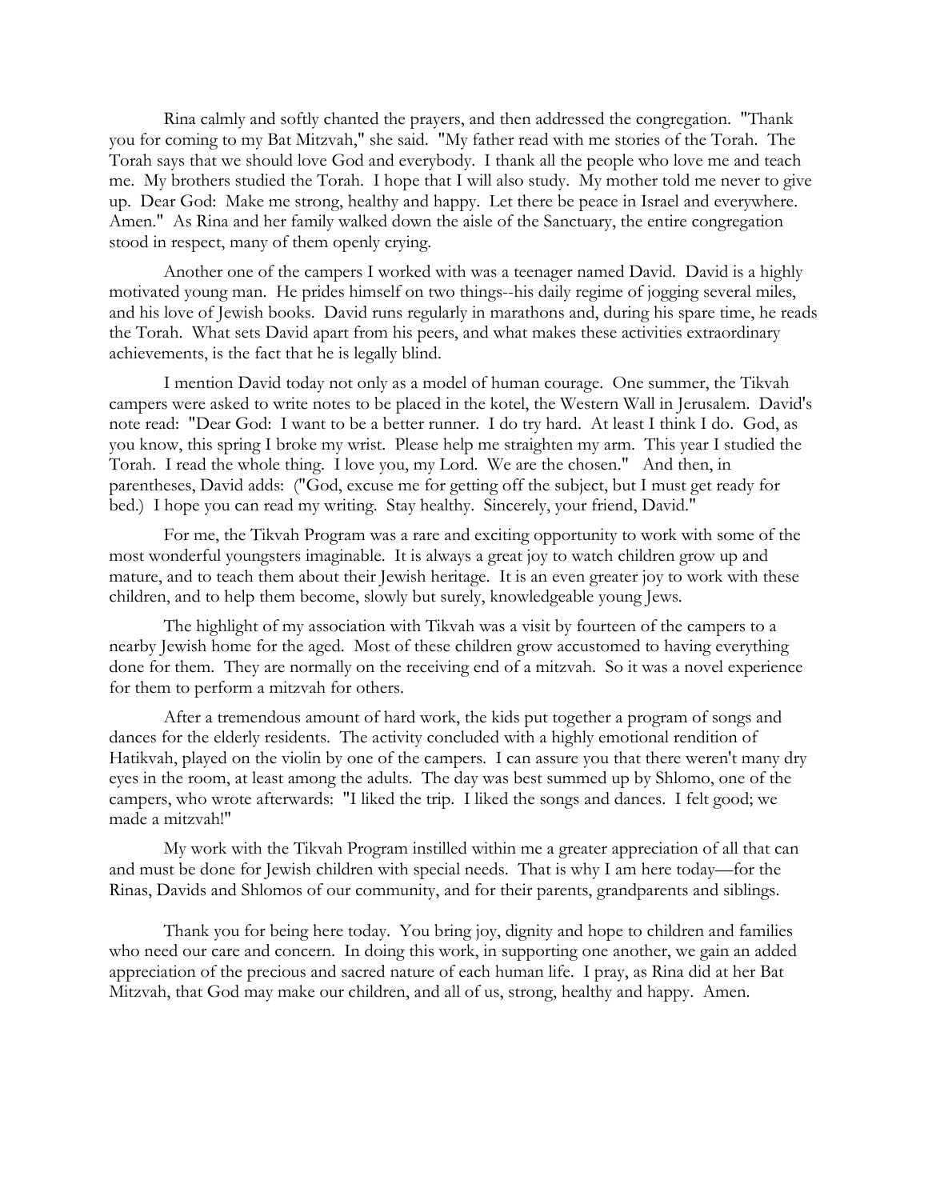Rina calmly and softly chanted the prayers, and then addressed the congregation. "Thank you for coming to my Bat Mitzvah," she said. "My father read with me stories of the Torah. The Torah says that we should love God and everybody. I thank all the people who love me and teach me. My brothers studied the Torah. I hope that I will also study. My mother told me never to give up. Dear God: Make me strong, healthy and happy. Let there be peace in Israel and everywhere. Amen." As Rina and her family walked down the aisle of the Sanctuary, the entire congregation stood in respect, many of them openly crying.

Another one of the campers I worked with was a teenager named David. David is a highly motivated young man. He prides himself on two things--his daily regime of jogging several miles, and his love of Jewish books. David runs regularly in marathons and, during his spare time, he reads the Torah. What sets David apart from his peers, and what makes these activities extraordinary achievements, is the fact that he is legally blind.

I mention David today not only as a model of human courage. One summer, the Tikvah campers were asked to write notes to be placed in the kotel, the Western Wall in Jerusalem. David's note read: "Dear God: I want to be a better runner. I do try hard. At least I think I do. God, as you know, this spring I broke my wrist. Please help me straighten my arm. This year I studied the Torah. I read the whole thing. I love you, my Lord. We are the chosen." And then, in parentheses, David adds: ("God, excuse me for getting off the subject, but I must get ready for bed.) I hope you can read my writing. Stay healthy. Sincerely, your friend, David."

For me, the Tikvah Program was a rare and exciting opportunity to work with some of the most wonderful youngsters imaginable. It is always a great joy to watch children grow up and mature, and to teach them about their Jewish heritage. It is an even greater joy to work with these children, and to help them become, slowly but surely, knowledgeable young Jews.

The highlight of my association with Tikvah was a visit by fourteen of the campers to a nearby Jewish home for the aged. Most of these children grow accustomed to having everything done for them. They are normally on the receiving end of a mitzvah. So it was a novel experience for them to perform a mitzvah for others.

After a tremendous amount of hard work, the kids put together a program of songs and dances for the elderly residents. The activity concluded with a highly emotional rendition of Hatikvah, played on the violin by one of the campers. I can assure you that there weren't many dry eyes in the room, at least among the adults. The day was best summed up by Shlomo, one of the campers, who wrote afterwards: "I liked the trip. I liked the songs and dances. I felt good; we made a mitzvah!"

My work with the Tikvah Program instilled within me a greater appreciation of all that can and must be done for Jewish children with special needs. That is why I am here today—for the Rinas, Davids and Shlomos of our community, and for their parents, grandparents and siblings.

Thank you for being here today. You bring joy, dignity and hope to children and families who need our care and concern. In doing this work, in supporting one another, we gain an added appreciation of the precious and sacred nature of each human life. I pray, as Rina did at her Bat Mitzvah, that God may make our children, and all of us, strong, healthy and happy. Amen.